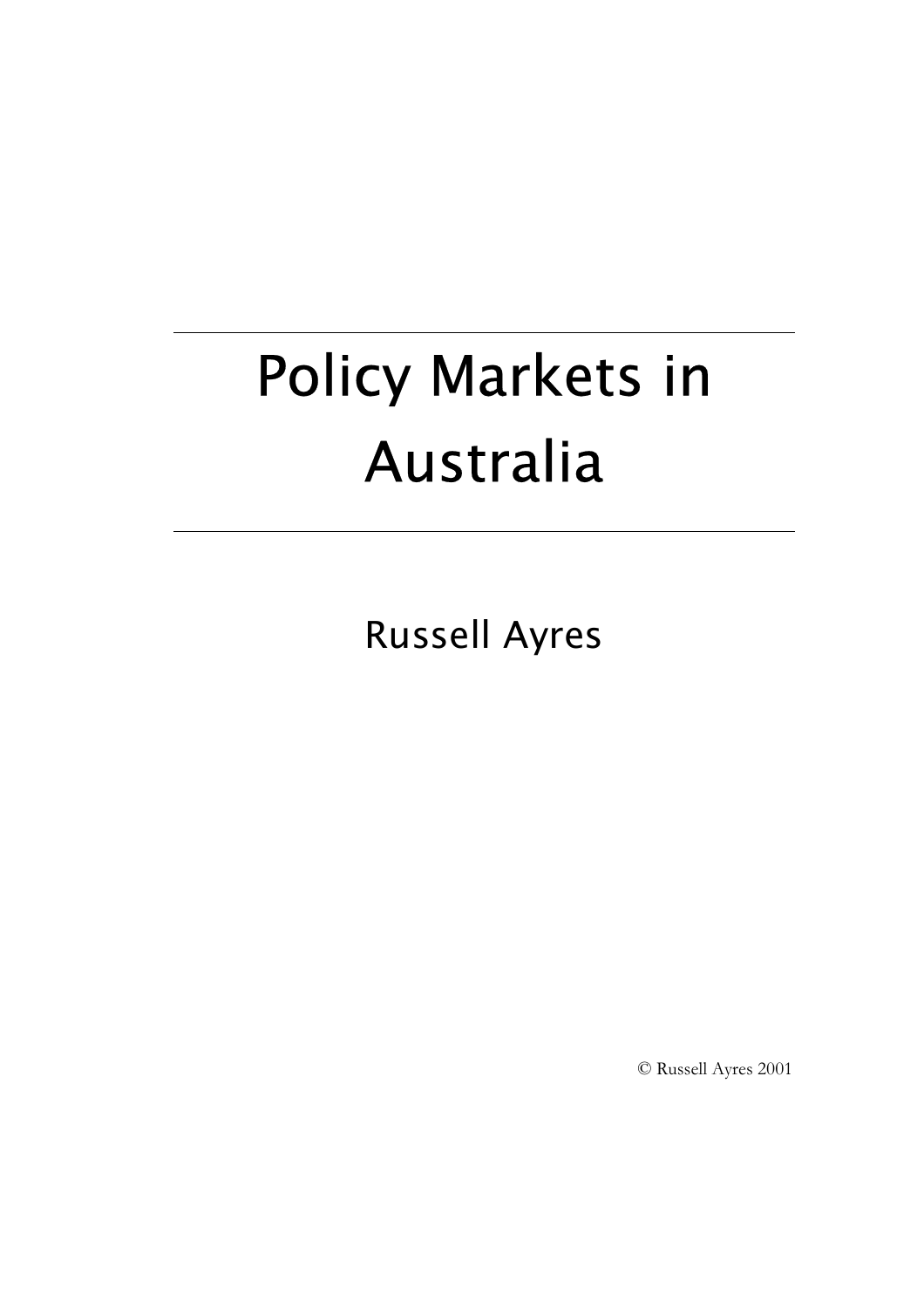# Policy Markets in Australia

Russell Ayres

© Russell Ayres 2001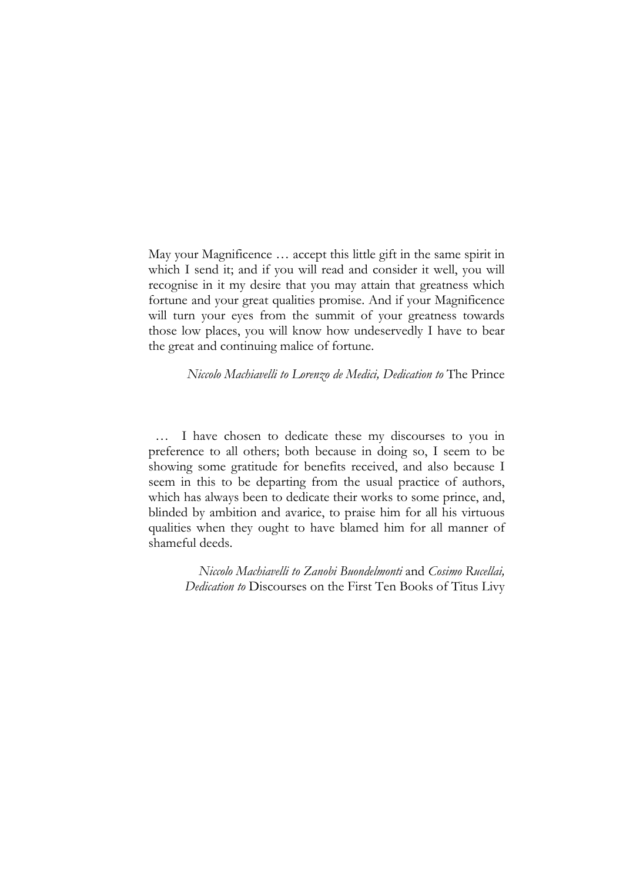May your Magnificence … accept this little gift in the same spirit in which I send it; and if you will read and consider it well, you will recognise in it my desire that you may attain that greatness which fortune and your great qualities promise. And if your Magnificence will turn your eyes from the summit of your greatness towards those low places, you will know how undeservedly I have to bear the great and continuing malice of fortune.

*Niccolo Machiavelli to Lorenzo de Medici, Dedication to* The Prince

… I have chosen to dedicate these my discourses to you in preference to all others; both because in doing so, I seem to be showing some gratitude for benefits received, and also because I seem in this to be departing from the usual practice of authors, which has always been to dedicate their works to some prince, and, blinded by ambition and avarice, to praise him for all his virtuous qualities when they ought to have blamed him for all manner of shameful deeds.

*Niccolo Machiavelli to Zanobi Buondelmonti* and *Cosimo Rucellai, Dedication to* Discourses on the First Ten Books of Titus Livy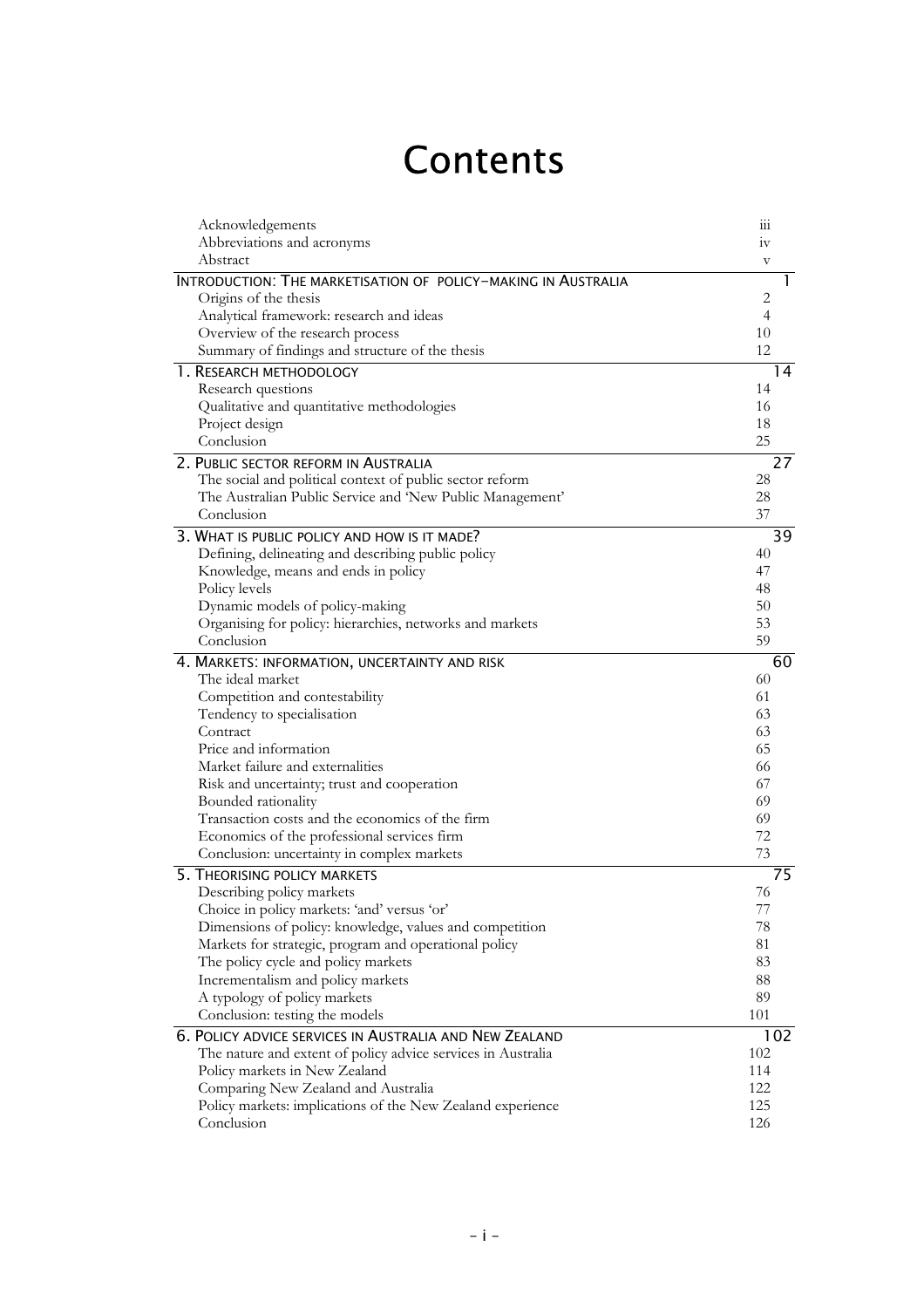# Contents

| | |
|---|---|
| Acknowledgements | iii |
| Abbreviations and acronyms | iv |
| Abstract | v |
| **INTRODUCTION: THE MARKETISATION OF POLICY-MAKING IN AUSTRALIA** | **1** |
| Origins of the thesis | 2 |
| Analytical framework: research and ideas | 4 |
| Overview of the research process | 10 |
| Summary of findings and structure of the thesis | 12 |
| **1. RESEARCH METHODOLOGY** | **14** |
| Research questions | 14 |
| Qualitative and quantitative methodologies | 16 |
| Project design | 18 |
| Conclusion | 25 |
| **2. PUBLIC SECTOR REFORM IN AUSTRALIA** | **27** |
| The social and political context of public sector reform | 28 |
| The Australian Public Service and 'New Public Management' | 28 |
| Conclusion | 37 |
| **3. WHAT IS PUBLIC POLICY AND HOW IS IT MADE?** | **39** |
| Defining, delineating and describing public policy | 40 |
| Knowledge, means and ends in policy | 47 |
| Policy levels | 48 |
| Dynamic models of policy-making | 50 |
| Organising for policy: hierarchies, networks and markets | 53 |
| Conclusion | 59 |
| **4. MARKETS: INFORMATION, UNCERTAINTY AND RISK** | **60** |
| The ideal market | 60 |
| Competition and contestability | 61 |
| Tendency to specialisation | 63 |
| Contract | 63 |
| Price and information | 65 |
| Market failure and externalities | 66 |
| Risk and uncertainty; trust and cooperation | 67 |
| Bounded rationality | 69 |
| Transaction costs and the economics of the firm | 69 |
| Economics of the professional services firm | 72 |
| Conclusion: uncertainty in complex markets | 73 |
| **5. THEORISING POLICY MARKETS** | **75** |
| Describing policy markets | 76 |
| Choice in policy markets: 'and' versus 'or' | 77 |
| Dimensions of policy: knowledge, values and competition | 78 |
| Markets for strategic, program and operational policy | 81 |
| The policy cycle and policy markets | 83 |
| Incrementalism and policy markets | 88 |
| A typology of policy markets | 89 |
| Conclusion: testing the models | 101 |
| **6. POLICY ADVICE SERVICES IN AUSTRALIA AND NEW ZEALAND** | **102** |
| The nature and extent of policy advice services in Australia | 102 |
| Policy markets in New Zealand | 114 |
| Comparing New Zealand and Australia | 122 |
| Policy markets: implications of the New Zealand experience | 125 |
| Conclusion | 126 |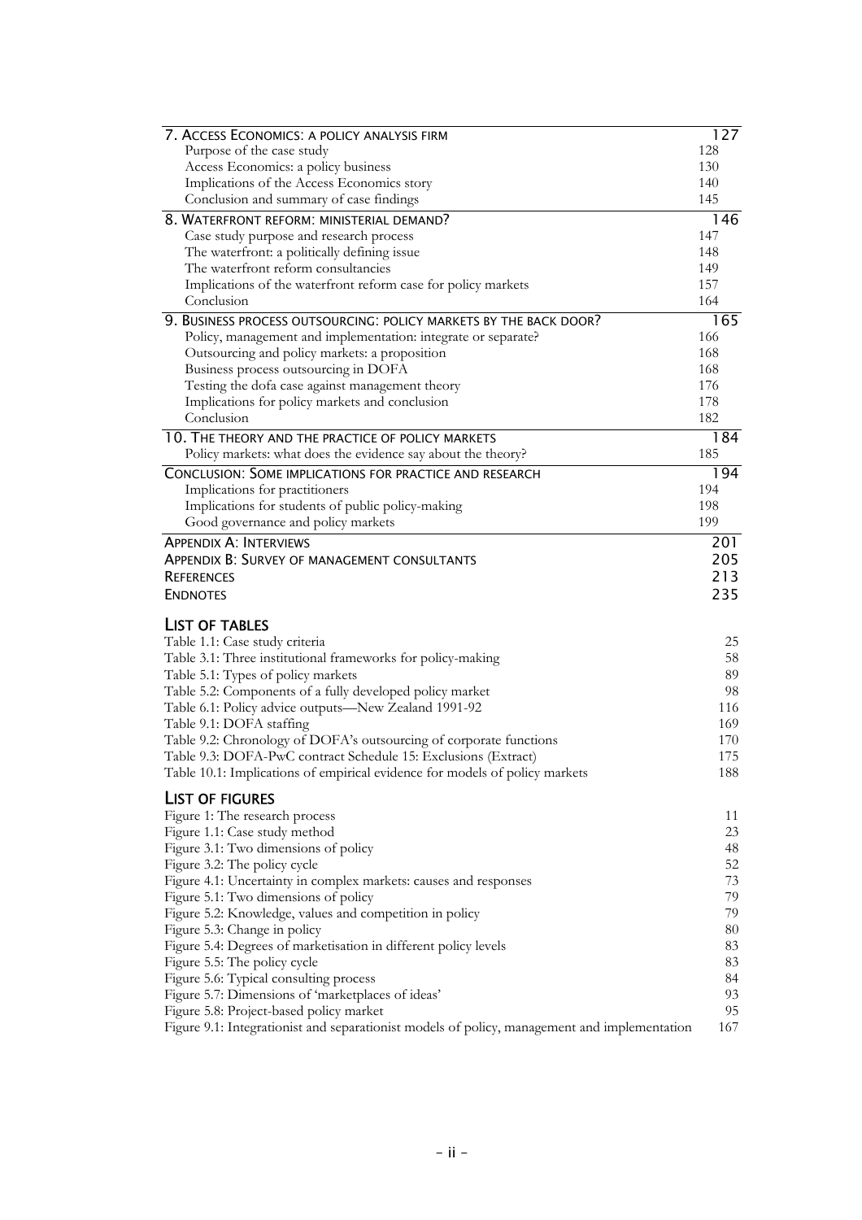| | |
|---|---|
| **7. Access Economics: a policy analysis firm** | **127** |
| Purpose of the case study | 128 |
| Access Economics: a policy business | 130 |
| Implications of the Access Economics story | 140 |
| Conclusion and summary of case findings | 145 |
| **8. Waterfront reform: ministerial demand?** | **146** |
| Case study purpose and research process | 147 |
| The waterfront: a politically defining issue | 148 |
| The waterfront reform consultancies | 149 |
| Implications of the waterfront reform case for policy markets | 157 |
| Conclusion | 164 |
| **9. Business process outsourcing: policy markets by the back door?** | **165** |
| Policy, management and implementation: integrate or separate? | 166 |
| Outsourcing and policy markets: a proposition | 168 |
| Business process outsourcing in DOFA | 168 |
| Testing the dofa case against management theory | 176 |
| Implications for policy markets and conclusion | 178 |
| Conclusion | 182 |
| **10. The theory and the practice of policy markets** | **184** |
| Policy markets: what does the evidence say about the theory? | 185 |
| **Conclusion: Some implications for practice and research** | **194** |
| Implications for practitioners | 194 |
| Implications for students of public policy-making | 198 |
| Good governance and policy markets | 199 |
| **Appendix A: Interviews** | **201** |
| **Appendix B: Survey of management consultants** | **205** |
| **References** | **213** |
| **Endnotes** | **235** |

## List of tables

| | |
|---|---|
| Table 1.1: Case study criteria | 25 |
| Table 3.1: Three institutional frameworks for policy-making | 58 |
| Table 5.1: Types of policy markets | 89 |
| Table 5.2: Components of a fully developed policy market | 98 |
| Table 6.1: Policy advice outputs—New Zealand 1991-92 | 116 |
| Table 9.1: DOFA staffing | 169 |
| Table 9.2: Chronology of DOFA's outsourcing of corporate functions | 170 |
| Table 9.3: DOFA-PwC contract Schedule 15: Exclusions (Extract) | 175 |
| Table 10.1: Implications of empirical evidence for models of policy markets | 188 |

## List of figures

| | |
|---|---|
| Figure 1: The research process | 11 |
| Figure 1.1: Case study method | 23 |
| Figure 3.1: Two dimensions of policy | 48 |
| Figure 3.2: The policy cycle | 52 |
| Figure 4.1: Uncertainty in complex markets: causes and responses | 73 |
| Figure 5.1: Two dimensions of policy | 79 |
| Figure 5.2: Knowledge, values and competition in policy | 79 |
| Figure 5.3: Change in policy | 80 |
| Figure 5.4: Degrees of marketisation in different policy levels | 83 |
| Figure 5.5: The policy cycle | 83 |
| Figure 5.6: Typical consulting process | 84 |
| Figure 5.7: Dimensions of 'marketplaces of ideas' | 93 |
| Figure 5.8: Project-based policy market | 95 |
| Figure 9.1: Integrationist and separationist models of policy, management and implementation | 167 |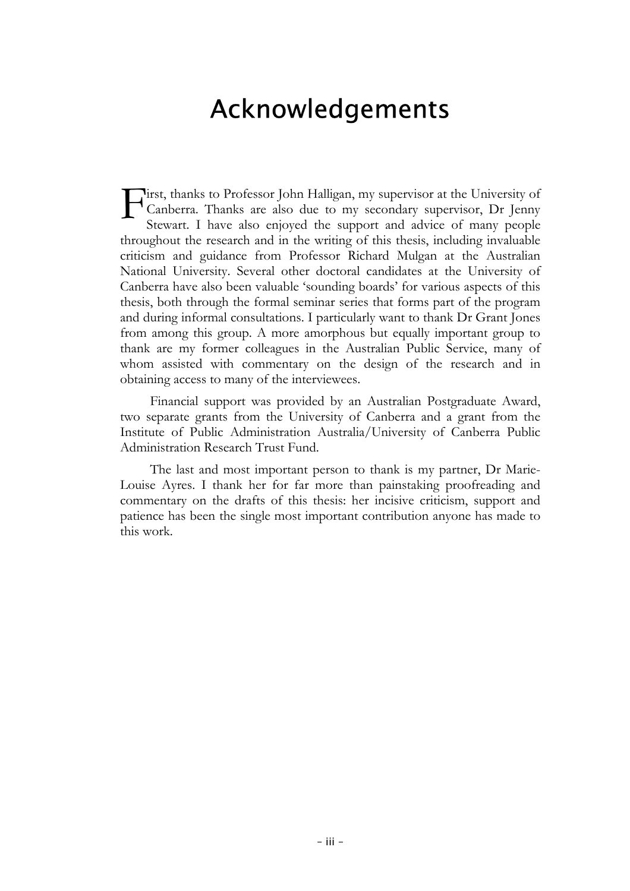# Acknowledgements

First, thanks to Professor John Halligan, my supervisor at the University of Canberra. Thanks are also due to my secondary supervisor, Dr Jenny Stewart. I have also enjoyed the support and advice of many people throughout the research and in the writing of this thesis, including invaluable criticism and guidance from Professor Richard Mulgan at the Australian National University. Several other doctoral candidates at the University of Canberra have also been valuable 'sounding boards' for various aspects of this thesis, both through the formal seminar series that forms part of the program and during informal consultations. I particularly want to thank Dr Grant Jones from among this group. A more amorphous but equally important group to thank are my former colleagues in the Australian Public Service, many of whom assisted with commentary on the design of the research and in obtaining access to many of the interviewees.

Financial support was provided by an Australian Postgraduate Award, two separate grants from the University of Canberra and a grant from the Institute of Public Administration Australia/University of Canberra Public Administration Research Trust Fund.

The last and most important person to thank is my partner, Dr Marie-Louise Ayres. I thank her for far more than painstaking proofreading and commentary on the drafts of this thesis: her incisive criticism, support and patience has been the single most important contribution anyone has made to this work.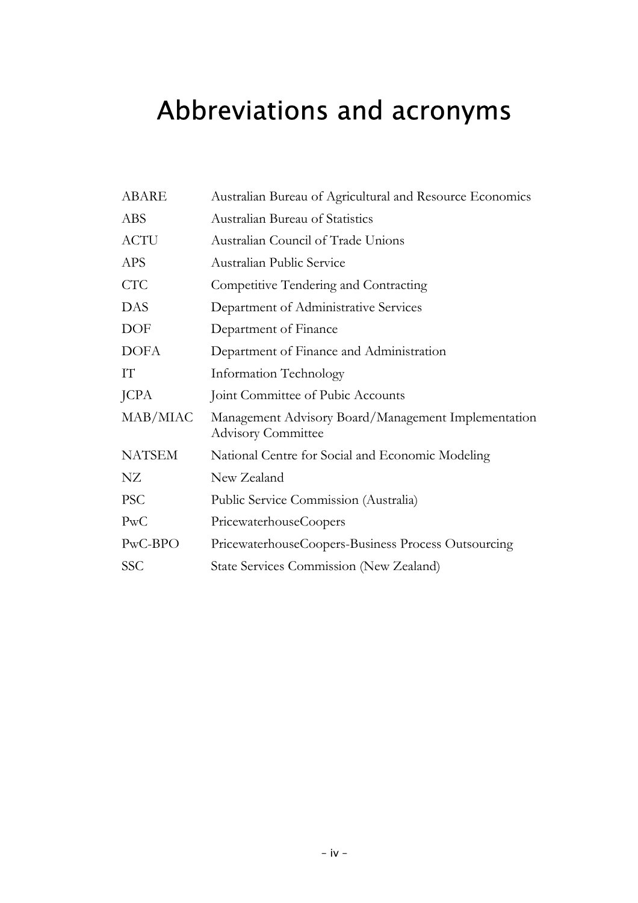# Abbreviations and acronyms

| | |
|---|---|
| ABARE | Australian Bureau of Agricultural and Resource Economics |
| ABS | Australian Bureau of Statistics |
| ACTU | Australian Council of Trade Unions |
| APS | Australian Public Service |
| CTC | Competitive Tendering and Contracting |
| DAS | Department of Administrative Services |
| DOF | Department of Finance |
| DOFA | Department of Finance and Administration |
| IT | Information Technology |
| JCPA | Joint Committee of Pubic Accounts |
| MAB/MIAC | Management Advisory Board/Management Implementation Advisory Committee |
| NATSEM | National Centre for Social and Economic Modeling |
| NZ | New Zealand |
| PSC | Public Service Commission (Australia) |
| PwC | PricewaterhouseCoopers |
| PwC-BPO | PricewaterhouseCoopers-Business Process Outsourcing |
| SSC | State Services Commission (New Zealand) |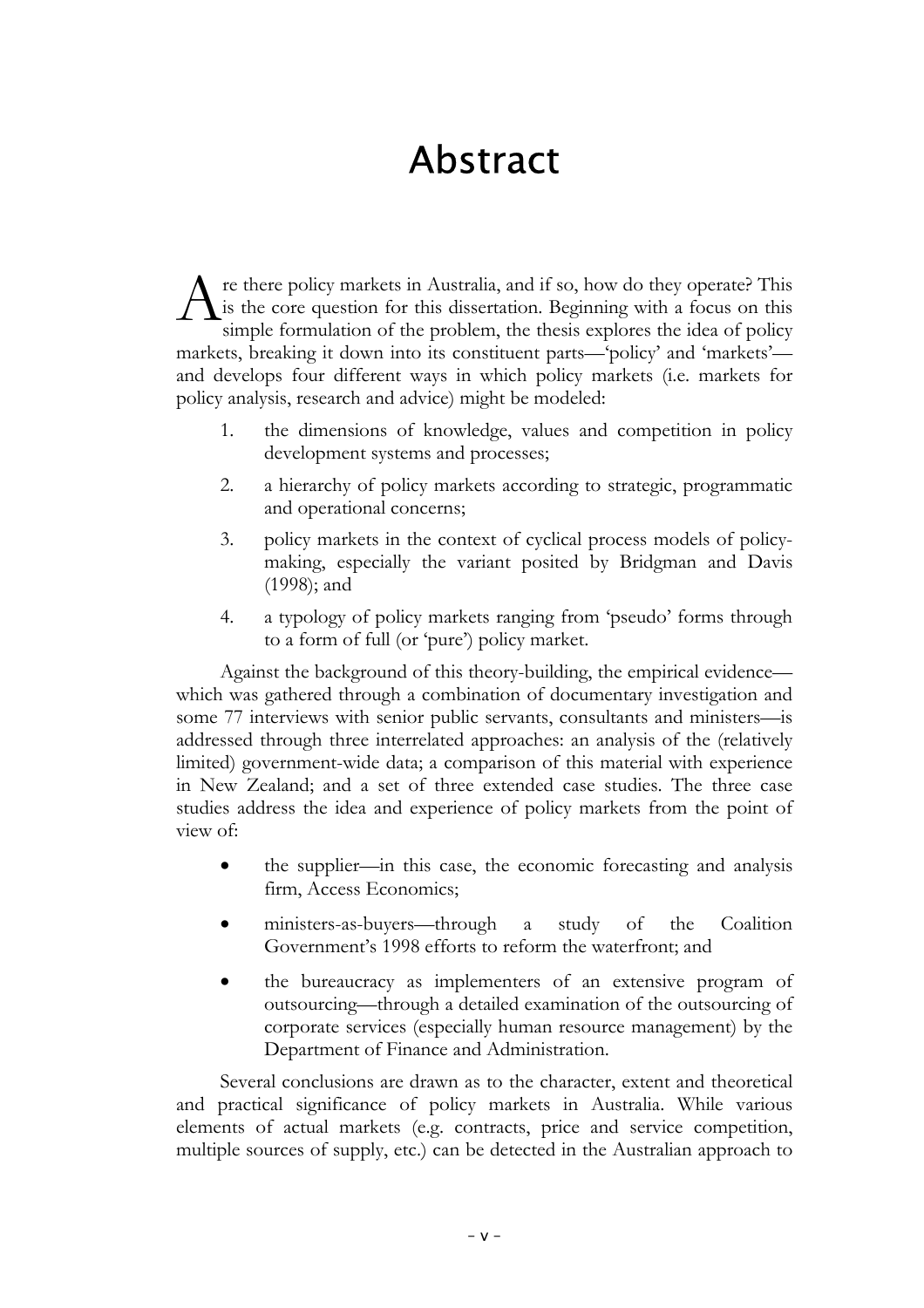# Abstract

Are there policy markets in Australia, and if so, how do they operate? This is the core question for this dissertation. Beginning with a focus on this simple formulation of the problem, the thesis explores the idea of policy markets, breaking it down into its constituent parts—'policy' and 'markets'—and develops four different ways in which policy markets (i.e. markets for policy analysis, research and advice) might be modeled:

1. the dimensions of knowledge, values and competition in policy development systems and processes;
2. a hierarchy of policy markets according to strategic, programmatic and operational concerns;
3. policy markets in the context of cyclical process models of policy-making, especially the variant posited by Bridgman and Davis (1998); and
4. a typology of policy markets ranging from 'pseudo' forms through to a form of full (or 'pure') policy market.

Against the background of this theory-building, the empirical evidence—which was gathered through a combination of documentary investigation and some 77 interviews with senior public servants, consultants and ministers—is addressed through three interrelated approaches: an analysis of the (relatively limited) government-wide data; a comparison of this material with experience in New Zealand; and a set of three extended case studies. The three case studies address the idea and experience of policy markets from the point of view of:

- the supplier—in this case, the economic forecasting and analysis firm, Access Economics;
- ministers-as-buyers—through a study of the Coalition Government's 1998 efforts to reform the waterfront; and
- the bureaucracy as implementers of an extensive program of outsourcing—through a detailed examination of the outsourcing of corporate services (especially human resource management) by the Department of Finance and Administration.

Several conclusions are drawn as to the character, extent and theoretical and practical significance of policy markets in Australia. While various elements of actual markets (e.g. contracts, price and service competition, multiple sources of supply, etc.) can be detected in the Australian approach to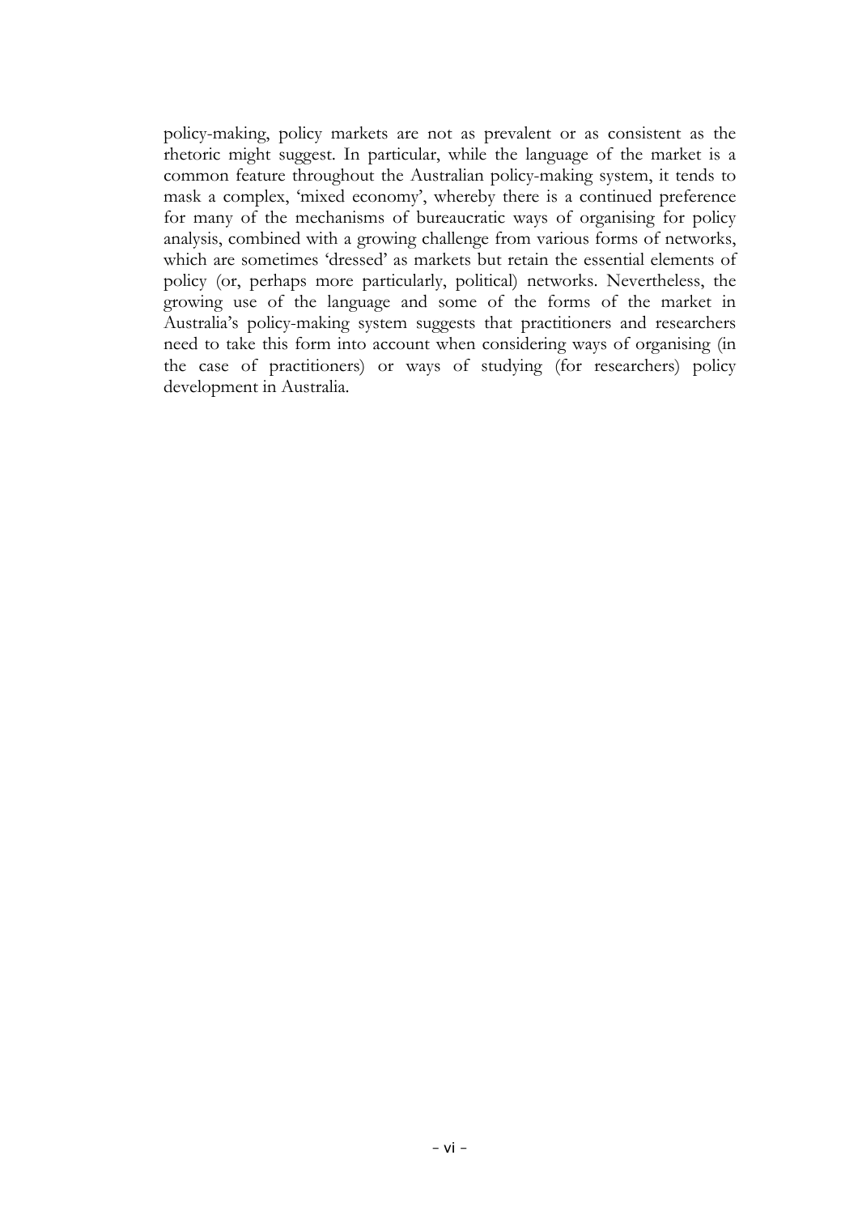policy-making, policy markets are not as prevalent or as consistent as the rhetoric might suggest. In particular, while the language of the market is a common feature throughout the Australian policy-making system, it tends to mask a complex, 'mixed economy', whereby there is a continued preference for many of the mechanisms of bureaucratic ways of organising for policy analysis, combined with a growing challenge from various forms of networks, which are sometimes 'dressed' as markets but retain the essential elements of policy (or, perhaps more particularly, political) networks. Nevertheless, the growing use of the language and some of the forms of the market in Australia's policy-making system suggests that practitioners and researchers need to take this form into account when considering ways of organising (in the case of practitioners) or ways of studying (for researchers) policy development in Australia.